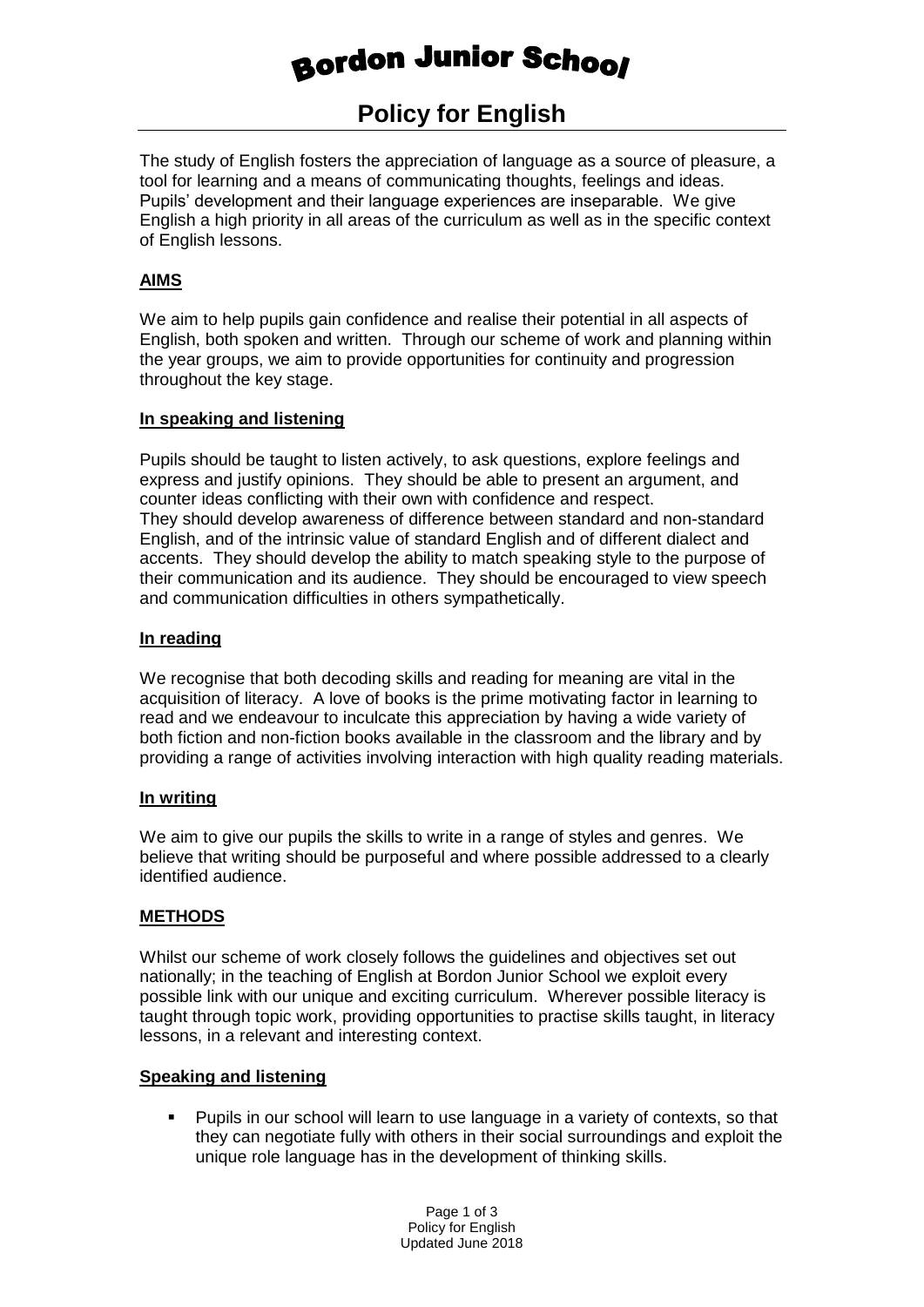# Bordon Junior School

## Policy for English

The study of English fosters the appreciation of language as a source of pleasure, a tool for learning and a means of communicating thoughts, feelings and ideas. Pupils' development and their language experiences are inseparable. We give English a high priority in all areas of the curriculum as well as in the specific context of English lessons.

### AIMS

We aim to help pupils gain confidence and realise their potential in all aspects of English, both spoken and written. Through our scheme of work and planning within the year groups, we aim to provide opportunities for continuity and progression throughout the key stage.

#### In speaking and listening

Pupils should be taught to listen actively, to ask questions, explore feelings and express and justify opinions. They should be able to present an argument, and counter ideas conflicting with their own with confidence and respect.
They should develop awareness of difference between standard and non-standard English, and of the intrinsic value of standard English and of different dialect and accents. They should develop the ability to match speaking style to the purpose of their communication and its audience. They should be encouraged to view speech and communication difficulties in others sympathetically.

#### In reading

We recognise that both decoding skills and reading for meaning are vital in the acquisition of literacy. A love of books is the prime motivating factor in learning to read and we endeavour to inculcate this appreciation by having a wide variety of both fiction and non-fiction books available in the classroom and the library and by providing a range of activities involving interaction with high quality reading materials.

#### In writing

We aim to give our pupils the skills to write in a range of styles and genres. We believe that writing should be purposeful and where possible addressed to a clearly identified audience.

### METHODS

Whilst our scheme of work closely follows the guidelines and objectives set out nationally; in the teaching of English at Bordon Junior School we exploit every possible link with our unique and exciting curriculum. Wherever possible literacy is taught through topic work, providing opportunities to practise skills taught, in literacy lessons, in a relevant and interesting context.

#### Speaking and listening

- Pupils in our school will learn to use language in a variety of contexts, so that they can negotiate fully with others in their social surroundings and exploit the unique role language has in the development of thinking skills.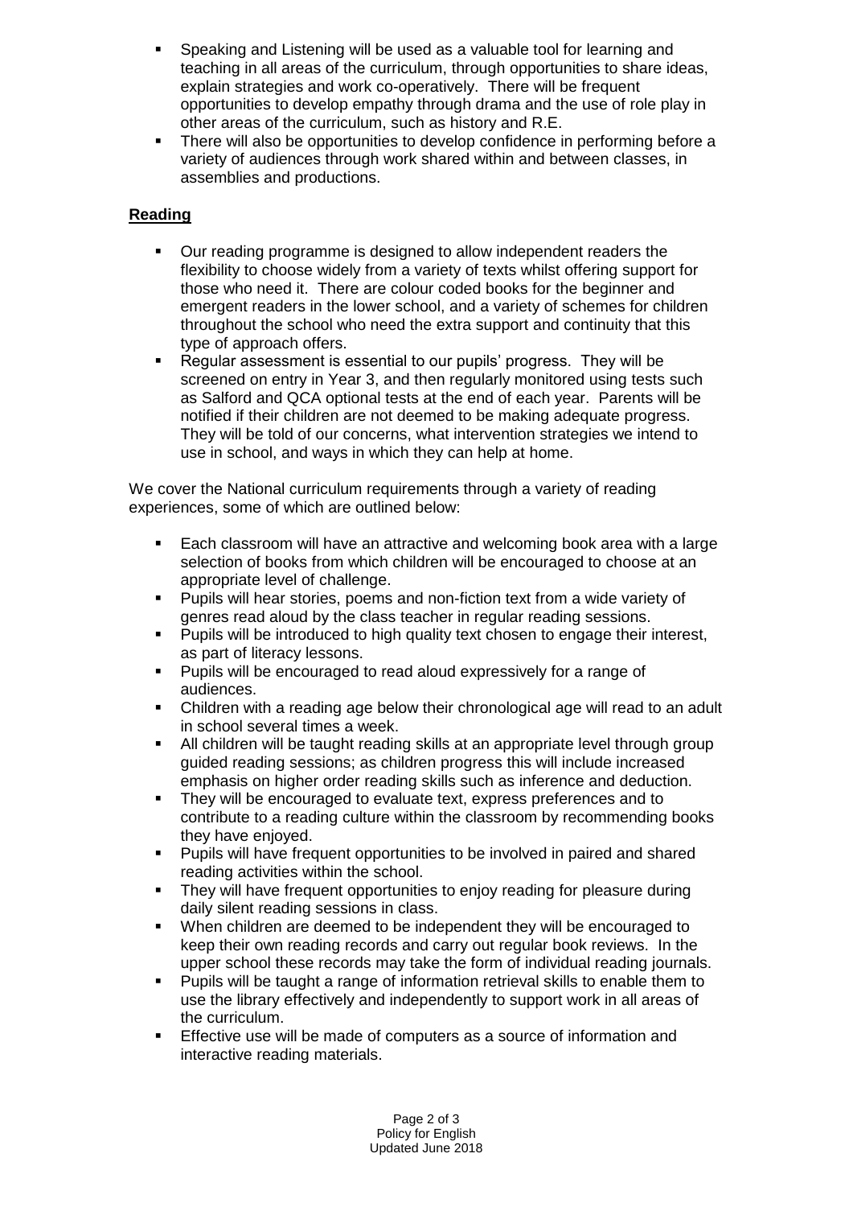- Speaking and Listening will be used as a valuable tool for learning and teaching in all areas of the curriculum, through opportunities to share ideas, explain strategies and work co-operatively. There will be frequent opportunities to develop empathy through drama and the use of role play in other areas of the curriculum, such as history and R.E.
- There will also be opportunities to develop confidence in performing before a variety of audiences through work shared within and between classes, in assemblies and productions.

## **Reading**

- Our reading programme is designed to allow independent readers the flexibility to choose widely from a variety of texts whilst offering support for those who need it. There are colour coded books for the beginner and emergent readers in the lower school, and a variety of schemes for children throughout the school who need the extra support and continuity that this type of approach offers.
- Regular assessment is essential to our pupils' progress. They will be screened on entry in Year 3, and then regularly monitored using tests such as Salford and QCA optional tests at the end of each year. Parents will be notified if their children are not deemed to be making adequate progress. They will be told of our concerns, what intervention strategies we intend to use in school, and ways in which they can help at home.

We cover the National curriculum requirements through a variety of reading experiences, some of which are outlined below:

- Each classroom will have an attractive and welcoming book area with a large selection of books from which children will be encouraged to choose at an appropriate level of challenge.
- Pupils will hear stories, poems and non-fiction text from a wide variety of genres read aloud by the class teacher in regular reading sessions.
- Pupils will be introduced to high quality text chosen to engage their interest, as part of literacy lessons.
- Pupils will be encouraged to read aloud expressively for a range of audiences.
- Children with a reading age below their chronological age will read to an adult in school several times a week.
- All children will be taught reading skills at an appropriate level through group guided reading sessions; as children progress this will include increased emphasis on higher order reading skills such as inference and deduction.
- They will be encouraged to evaluate text, express preferences and to contribute to a reading culture within the classroom by recommending books they have enjoyed.
- Pupils will have frequent opportunities to be involved in paired and shared reading activities within the school.
- They will have frequent opportunities to enjoy reading for pleasure during daily silent reading sessions in class.
- When children are deemed to be independent they will be encouraged to keep their own reading records and carry out regular book reviews. In the upper school these records may take the form of individual reading journals.
- Pupils will be taught a range of information retrieval skills to enable them to use the library effectively and independently to support work in all areas of the curriculum.
- Effective use will be made of computers as a source of information and interactive reading materials.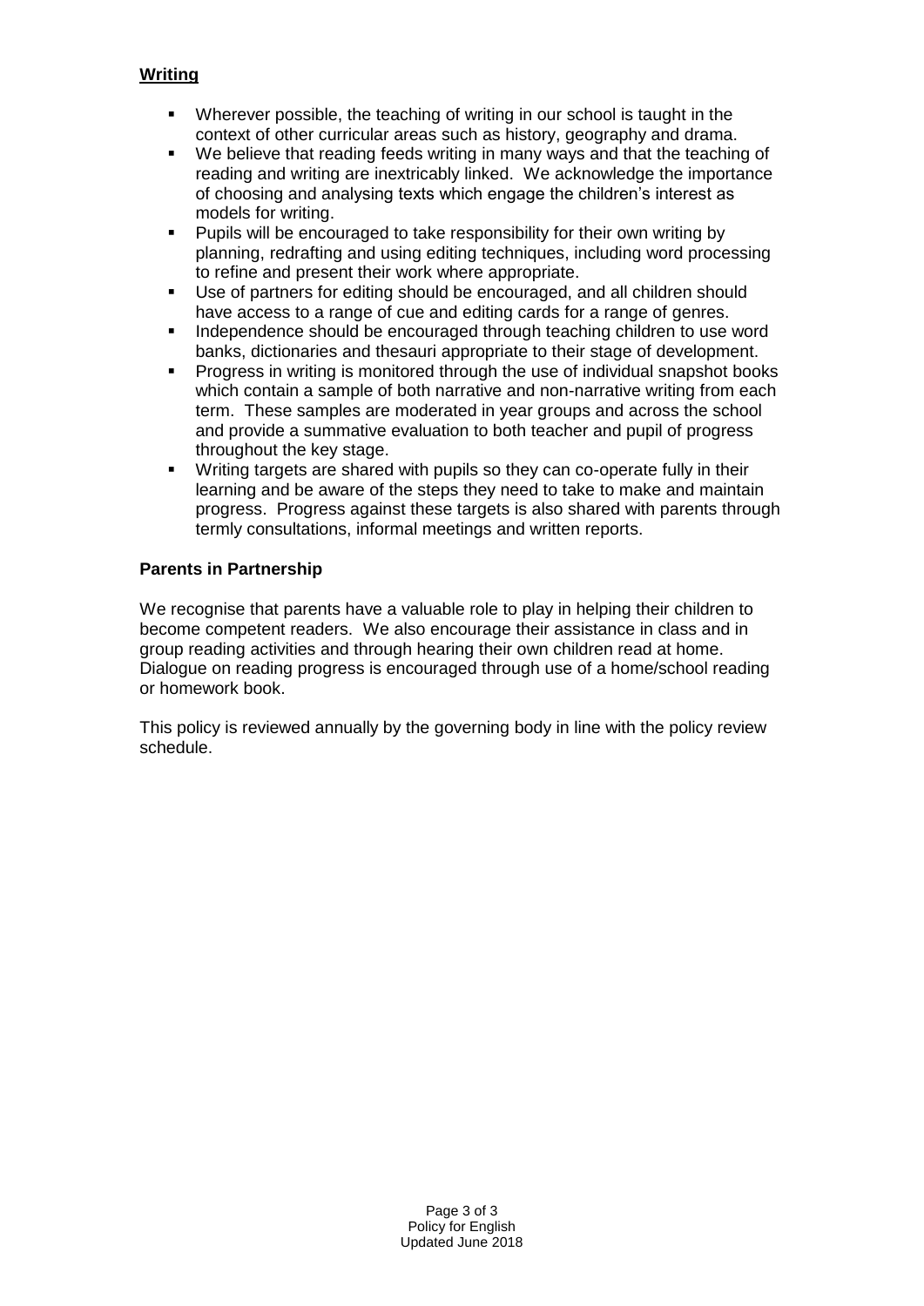## Writing

- Wherever possible, the teaching of writing in our school is taught in the context of other curricular areas such as history, geography and drama.
- We believe that reading feeds writing in many ways and that the teaching of reading and writing are inextricably linked. We acknowledge the importance of choosing and analysing texts which engage the children's interest as models for writing.
- Pupils will be encouraged to take responsibility for their own writing by planning, redrafting and using editing techniques, including word processing to refine and present their work where appropriate.
- Use of partners for editing should be encouraged, and all children should have access to a range of cue and editing cards for a range of genres.
- Independence should be encouraged through teaching children to use word banks, dictionaries and thesauri appropriate to their stage of development.
- Progress in writing is monitored through the use of individual snapshot books which contain a sample of both narrative and non-narrative writing from each term. These samples are moderated in year groups and across the school and provide a summative evaluation to both teacher and pupil of progress throughout the key stage.
- Writing targets are shared with pupils so they can co-operate fully in their learning and be aware of the steps they need to take to make and maintain progress. Progress against these targets is also shared with parents through termly consultations, informal meetings and written reports.

### Parents in Partnership

We recognise that parents have a valuable role to play in helping their children to become competent readers. We also encourage their assistance in class and in group reading activities and through hearing their own children read at home. Dialogue on reading progress is encouraged through use of a home/school reading or homework book.

This policy is reviewed annually by the governing body in line with the policy review schedule.